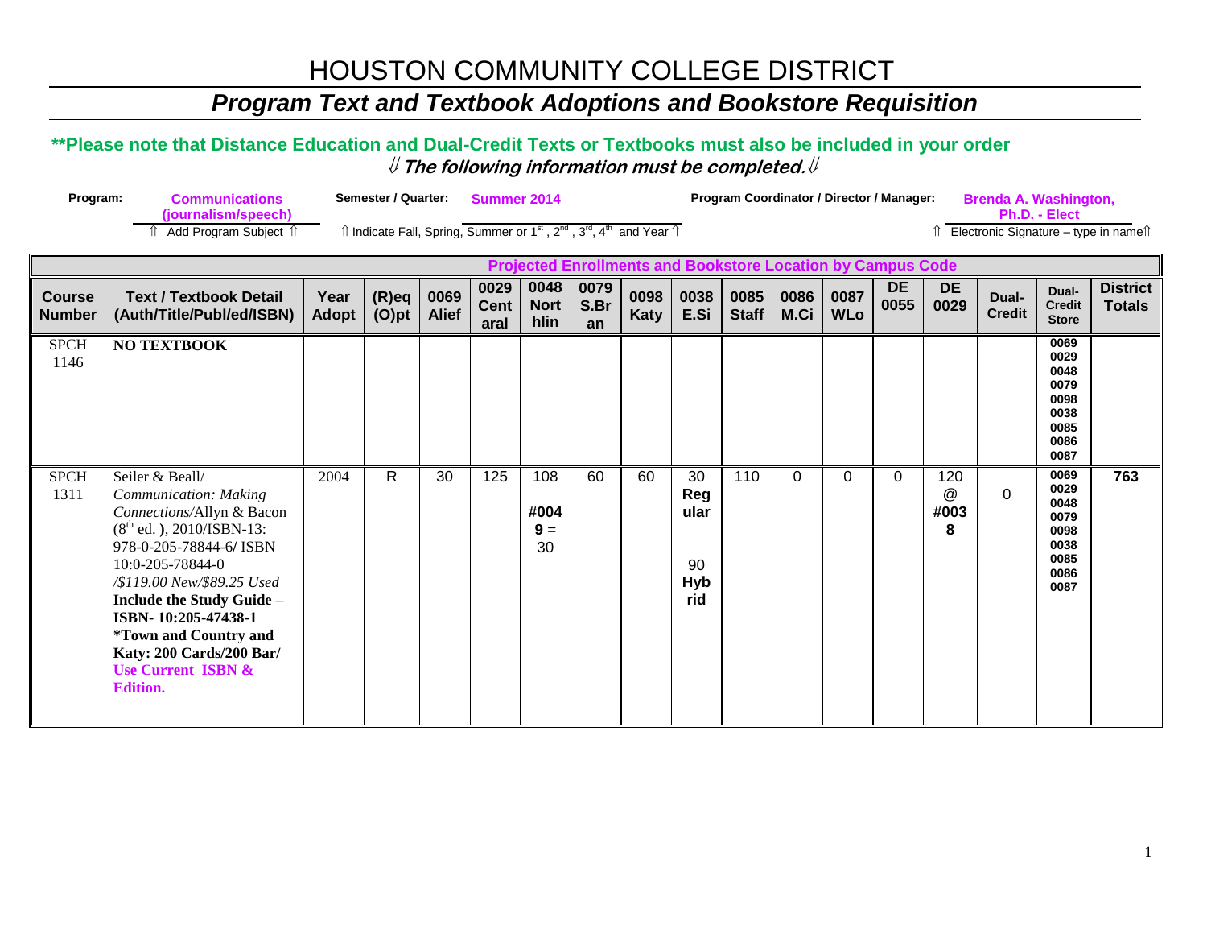# HOUSTON COMMUNITY COLLEGE DISTRICT

## *Program Text and Textbook Adoptions and Bookstore Requisition*

**\*\*Please note that Distance Education and Dual-Credit Texts or Textbooks must also be included in your order**

⇓ ***The following information must be completed.*** ⇓

**Program:** **Communications (journalism/speech)**
⇑ Add Program Subject ⇑

**Semester / Quarter:** **Summer 2014**
⇑ Indicate Fall, Spring, Summer or 1st, 2nd, 3rd, 4th and Year ⇑

**Program Coordinator / Director / Manager:** **Brenda A. Washington, Ph.D. - Elect**
⇑ Electronic Signature – type in name⇑

| | | | | Projected Enrollments and Bookstore Location by Campus Code | | | | | | | | | | | | | |
|---|---|---|---|---|---|---|---|---|---|---|---|---|---|---|---|---|---|
| **Course Number** | **Text / Textbook Detail (Auth/Title/Publ/ed/ISBN)** | **Year Adopt** | **(R)eq (O)pt** | **0069 Alief** | **0029 Central** | **0048 Northlin** | **0079 S.Bran** | **0098 Katy** | **0038 E.Si** | **0085 Staff** | **0086 M.Ci** | **0087 WLo** | **DE 0055** | **DE 0029** | **Dual-Credit** | **Dual-Credit Store** | **District Totals** |
| SPCH 1146 | **NO TEXTBOOK** | | | | | | | | | | | | | | | 0069 0029 0048 0079 0098 0038 0085 0086 0087 | |
| SPCH 1311 | Seiler & Beall/ *Communication: Making Connections*/Allyn & Bacon (8th ed. **)**, 2010/ISBN-13: 978-0-205-78844-6/ ISBN – 10:0-205-78844-0 */$119.00 New/$89.25 Used* **Include the Study Guide – ISBN- 10:205-47438-1** **\*Town and Country and Katy: 200 Cards/200 Bar/** **Use Current ISBN & Edition.** | 2004 | R | 30 | 125 | 108 **#0049 =** 30 | 60 | 60 | 30 **Regular** 90 **Hybrid** | 110 | 0 | 0 | 0 | 120 @ **#0038** | 0 | 0069 0029 0048 0079 0098 0038 0085 0086 0087 | **763** |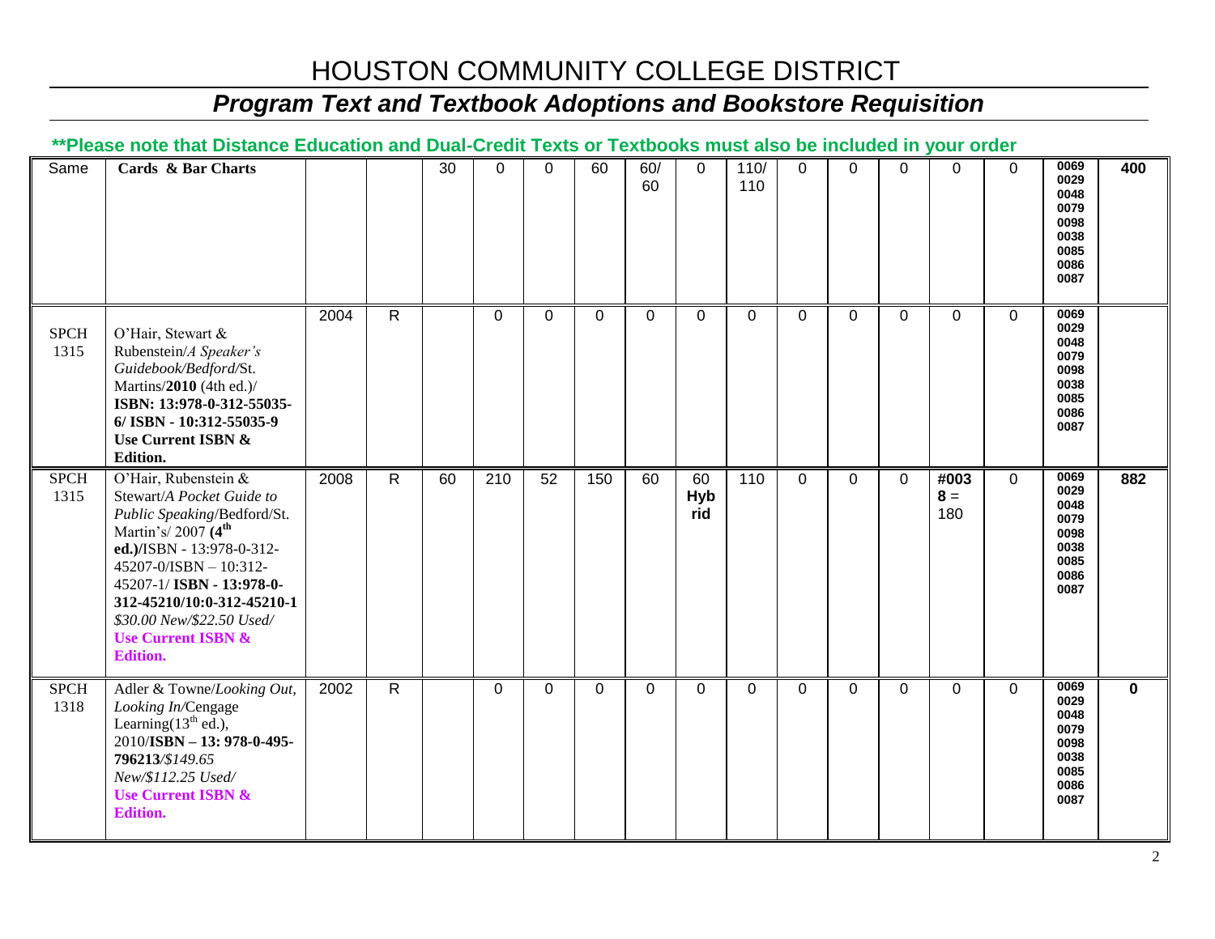# HOUSTON COMMUNITY COLLEGE DISTRICT

## *Program Text and Textbook Adoptions and Bookstore Requisition*

**\*\*Please note that Distance Education and Dual-Credit Texts or Textbooks must also be included in your order**

| | | | | | | | | | | | | | | | | | |
|---|---|---|---|---|---|---|---|---|---|---|---|---|---|---|---|---|---|
| Same | **Cards & Bar Charts** | | | 30 | 0 | 0 | 60 | 60/ 60 | 0 | 110/ 110 | 0 | 0 | 0 | 0 | 0 | **0069 0029 0048 0079 0098 0038 0085 0086 0087** | **400** |
| SPCH 1315 | O'Hair, Stewart & Rubenstein/*A Speaker's Guidebook/Bedford/*St. Martins/**2010** (4th ed.)/ **ISBN: 13:978-0-312-55035-6/ ISBN - 10:312-55035-9 Use Current ISBN & Edition.** | 2004 | R | | 0 | 0 | 0 | 0 | 0 | 0 | 0 | 0 | 0 | 0 | 0 | **0069 0029 0048 0079 0098 0038 0085 0086 0087** | |
| SPCH 1315 | O'Hair, Rubenstein & Stewart/*A Pocket Guide to Public Speaking*/Bedford/St. Martin's/ 2007 **(4th ed.)**/ISBN - 13:978-0-312-45207-0/ISBN – 10:312-45207-1/ **ISBN - 13:978-0-312-45210/10:0-312-45210-1** *$30.00 New/$22.50 Used/* **Use Current ISBN & Edition.** | 2008 | R | 60 | 210 | 52 | 150 | 60 | 60 **Hybrid** | 110 | 0 | 0 | 0 | **#0038 =** 180 | 0 | **0069 0029 0048 0079 0098 0038 0085 0086 0087** | **882** |
| SPCH 1318 | Adler & Towne/*Looking Out, Looking In*/Cengage Learning(13th ed.), 2010/**ISBN – 13: 978-0-495-796213**/*$149.65 New/$112.25 Used/* **Use Current ISBN & Edition.** | 2002 | R | | 0 | 0 | 0 | 0 | 0 | 0 | 0 | 0 | 0 | 0 | 0 | **0069 0029 0048 0079 0098 0038 0085 0086 0087** | **0** |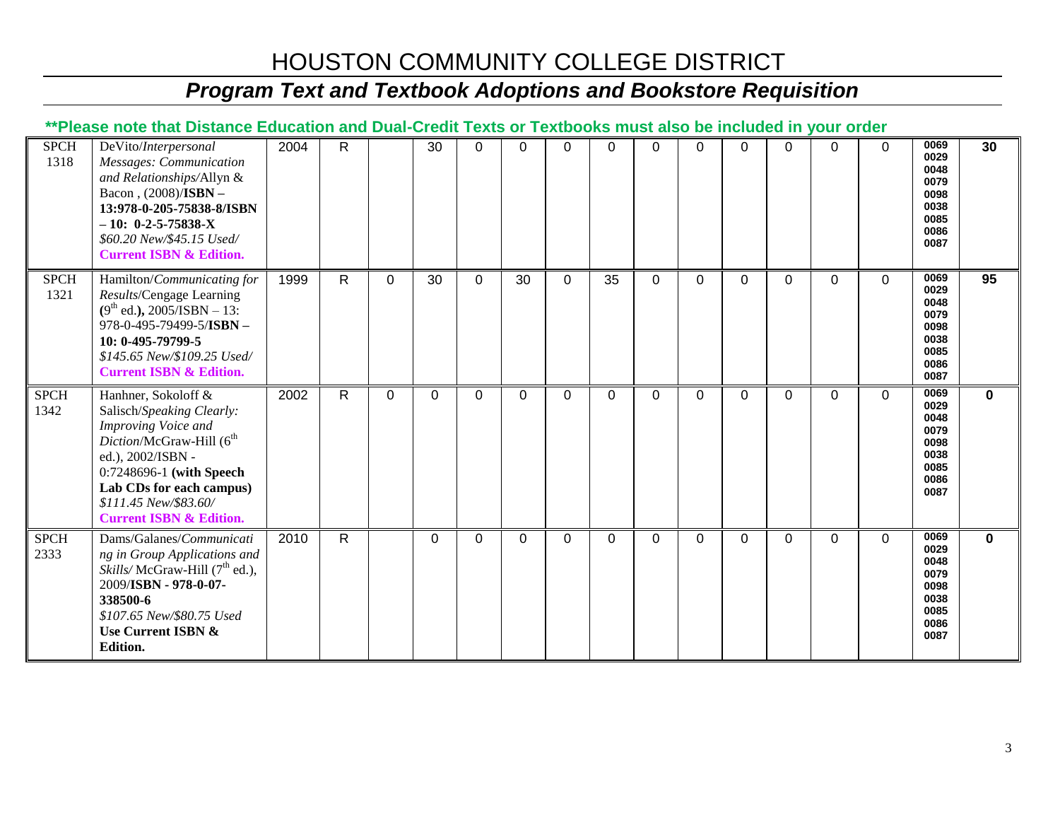# HOUSTON COMMUNITY COLLEGE DISTRICT

## *Program Text and Textbook Adoptions and Bookstore Requisition*

**\*\*Please note that Distance Education and Dual-Credit Texts or Textbooks must also be included in your order**

| | | | | | | | | | | | | | | | | | |
|---|---|---|---|---|---|---|---|---|---|---|---|---|---|---|---|---|---|
| SPCH 1318 | DeVito/*Interpersonal Messages: Communication and Relationships*/Allyn & Bacon , (2008)/**ISBN – 13:978-0-205-75838-8/ISBN – 10: 0-2-5-75838-X** *$60.20 New/$45.15 Used/* **Current ISBN & Edition.** | 2004 | R | | 30 | 0 | 0 | 0 | 0 | 0 | 0 | 0 | 0 | 0 | 0 | 0069 0029 0048 0079 0098 0038 0085 0086 0087 | 30 |
| SPCH 1321 | Hamilton/*Communicating for Results*/Cengage Learning **(**9th ed.**),** 2005/ISBN – 13: 978-0-495-79499-5/**ISBN – 10: 0-495-79799-5** *$145.65 New/$109.25 Used/* **Current ISBN & Edition.** | 1999 | R | 0 | 30 | 0 | 30 | 0 | 35 | 0 | 0 | 0 | 0 | 0 | 0 | 0069 0029 0048 0079 0098 0038 0085 0086 0087 | 95 |
| SPCH 1342 | Hanhner, Sokoloff & Salisch/*Speaking Clearly: Improving Voice and Diction*/McGraw-Hill (6th ed.), 2002/ISBN - 0:7248696-1 **(with Speech Lab CDs for each campus)** *$111.45 New/$83.60/* **Current ISBN & Edition.** | 2002 | R | 0 | 0 | 0 | 0 | 0 | 0 | 0 | 0 | 0 | 0 | 0 | 0 | 0069 0029 0048 0079 0098 0038 0085 0086 0087 | 0 |
| SPCH 2333 | Dams/Galanes/*Communicating in Group Applications and Skills*/ McGraw-Hill (7th ed.), 2009/**ISBN - 978-0-07-338500-6** *$107.65 New/$80.75 Used* **Use Current ISBN & Edition.** | 2010 | R | | 0 | 0 | 0 | 0 | 0 | 0 | 0 | 0 | 0 | 0 | 0 | 0069 0029 0048 0079 0098 0038 0085 0086 0087 | 0 |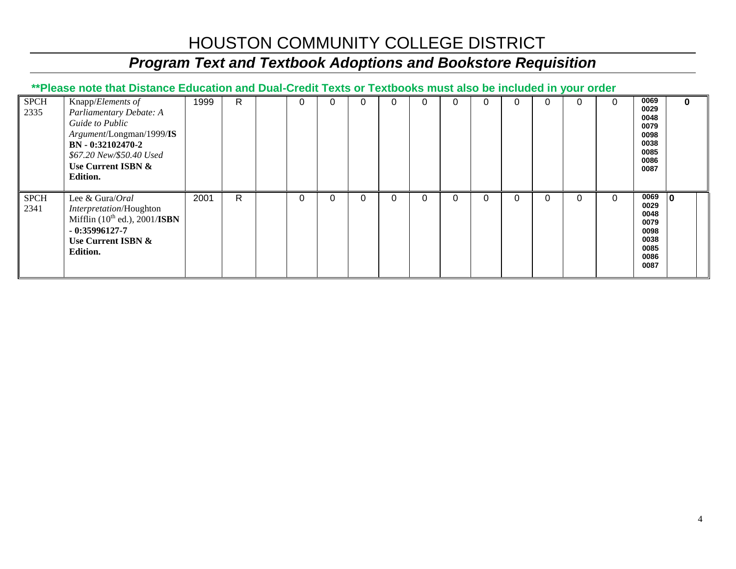# HOUSTON COMMUNITY COLLEGE DISTRICT

## *Program Text and Textbook Adoptions and Bookstore Requisition*

**\*\*Please note that Distance Education and Dual-Credit Texts or Textbooks must also be included in your order**

| | | | | | | | | | | | | | | | | | | |
|---|---|---|---|---|---|---|---|---|---|---|---|---|---|---|---|---|---|---|
| SPCH 2335 | Knapp/*Elements of Parliamentary Debate: A Guide to Public Argument*/Longman/1999/**ISBN - 0:32102470-2** *$67.20 New/$50.40 Used* **Use Current ISBN & Edition.** | 1999 | R | | 0 | 0 | 0 | 0 | 0 | 0 | 0 | 0 | 0 | 0 | 0 | **0069 0029 0048 0079 0098 0038 0085 0086 0087** | **0** | |
| SPCH 2341 | Lee & Gura/*Oral Interpretation*/Houghton Mifflin ($10^{th}$ ed.), 2001/**ISBN - 0:35996127-7** **Use Current ISBN & Edition.** | 2001 | R | | 0 | 0 | 0 | 0 | 0 | 0 | 0 | 0 | 0 | 0 | 0 | **0069 0029 0048 0079 0098 0038 0085 0086 0087** | **0** | |